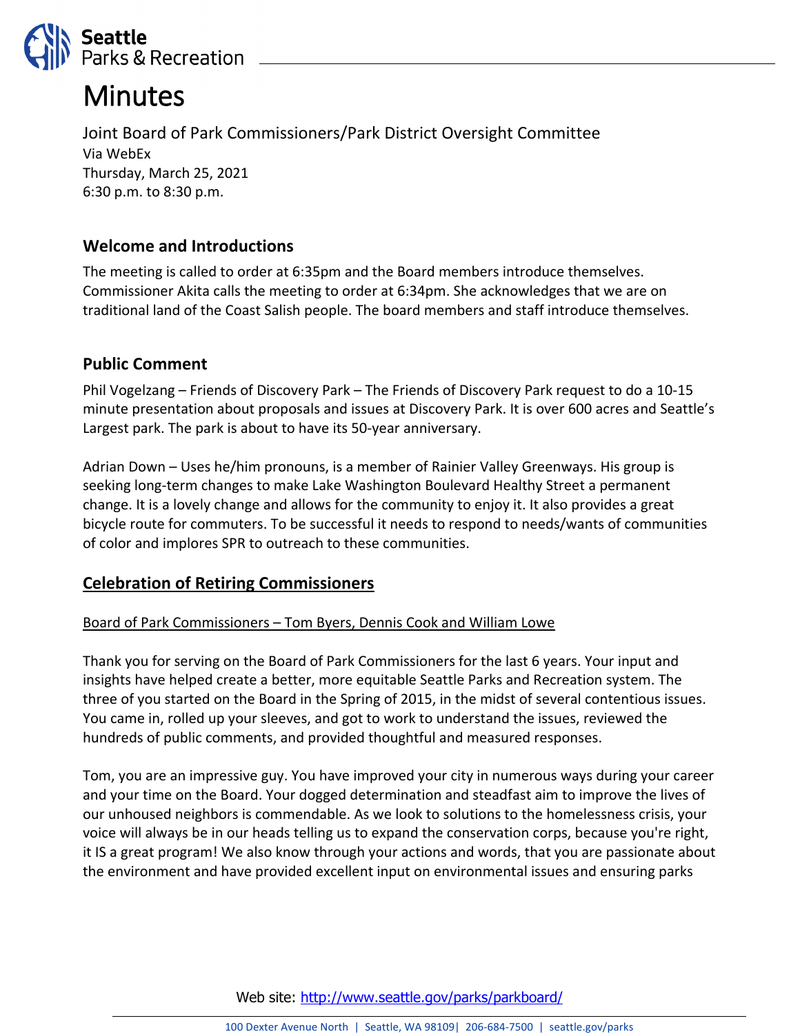# Minutes

Joint Board of Park Commissioners/Park District Oversight Committee
Via WebEx
Thursday, March 25, 2021
6:30 p.m. to 8:30 p.m.

## Welcome and Introductions

The meeting is called to order at 6:35pm and the Board members introduce themselves. Commissioner Akita calls the meeting to order at 6:34pm. She acknowledges that we are on traditional land of the Coast Salish people. The board members and staff introduce themselves.

## Public Comment

Phil Vogelzang – Friends of Discovery Park – The Friends of Discovery Park request to do a 10-15 minute presentation about proposals and issues at Discovery Park. It is over 600 acres and Seattle's Largest park. The park is about to have its 50-year anniversary.

Adrian Down – Uses he/him pronouns, is a member of Rainier Valley Greenways. His group is seeking long-term changes to make Lake Washington Boulevard Healthy Street a permanent change. It is a lovely change and allows for the community to enjoy it. It also provides a great bicycle route for commuters. To be successful it needs to respond to needs/wants of communities of color and implores SPR to outreach to these communities.

## Celebration of Retiring Commissioners

Board of Park Commissioners – Tom Byers, Dennis Cook and William Lowe

Thank you for serving on the Board of Park Commissioners for the last 6 years. Your input and insights have helped create a better, more equitable Seattle Parks and Recreation system. The three of you started on the Board in the Spring of 2015, in the midst of several contentious issues. You came in, rolled up your sleeves, and got to work to understand the issues, reviewed the hundreds of public comments, and provided thoughtful and measured responses.

Tom, you are an impressive guy. You have improved your city in numerous ways during your career and your time on the Board. Your dogged determination and steadfast aim to improve the lives of our unhoused neighbors is commendable. As we look to solutions to the homelessness crisis, your voice will always be in our heads telling us to expand the conservation corps, because you're right, it IS a great program! We also know through your actions and words, that you are passionate about the environment and have provided excellent input on environmental issues and ensuring parks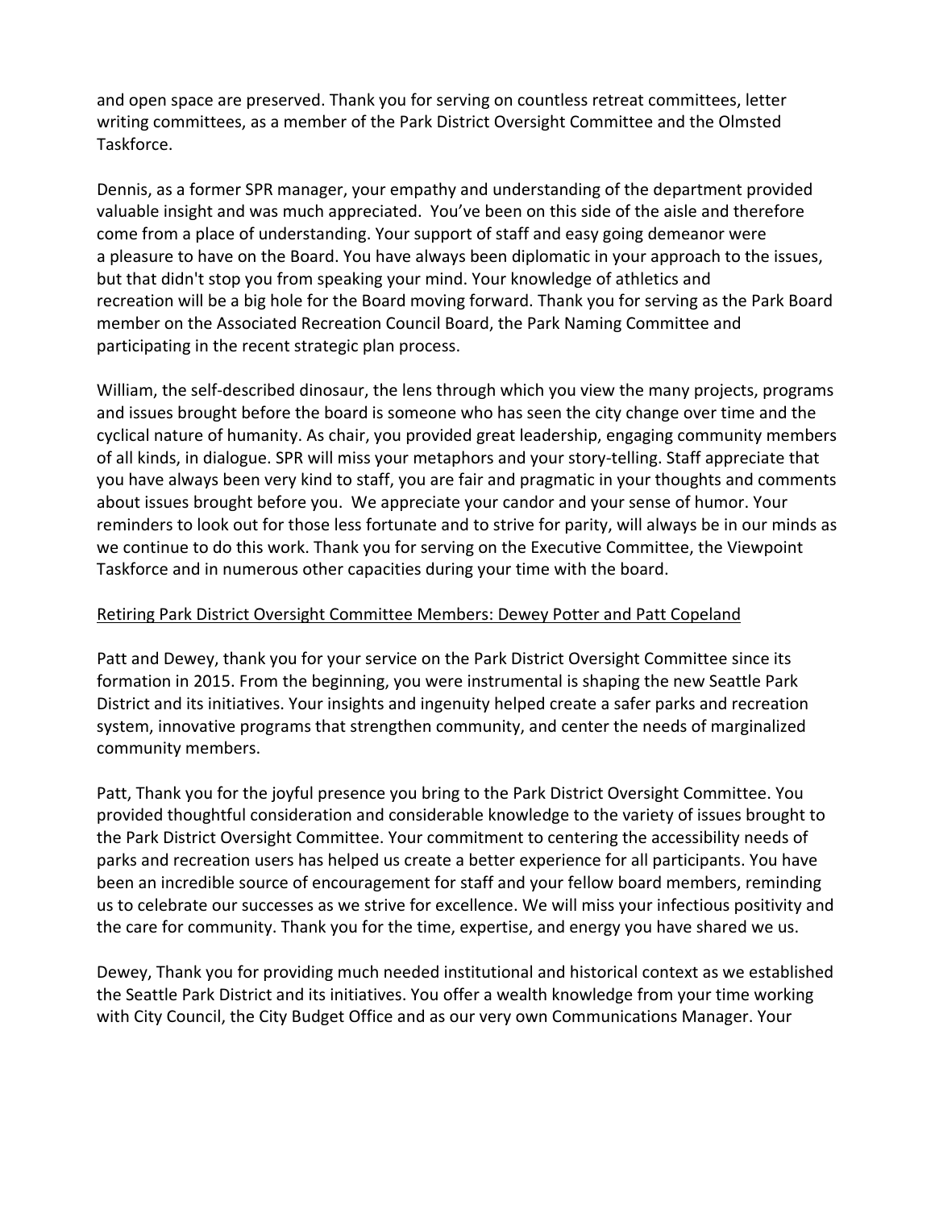and open space are preserved. Thank you for serving on countless retreat committees, letter writing committees, as a member of the Park District Oversight Committee and the Olmsted Taskforce.

Dennis, as a former SPR manager, your empathy and understanding of the department provided valuable insight and was much appreciated. You've been on this side of the aisle and therefore come from a place of understanding. Your support of staff and easy going demeanor were a pleasure to have on the Board. You have always been diplomatic in your approach to the issues, but that didn't stop you from speaking your mind. Your knowledge of athletics and recreation will be a big hole for the Board moving forward. Thank you for serving as the Park Board member on the Associated Recreation Council Board, the Park Naming Committee and participating in the recent strategic plan process.

William, the self-described dinosaur, the lens through which you view the many projects, programs and issues brought before the board is someone who has seen the city change over time and the cyclical nature of humanity. As chair, you provided great leadership, engaging community members of all kinds, in dialogue. SPR will miss your metaphors and your story-telling. Staff appreciate that you have always been very kind to staff, you are fair and pragmatic in your thoughts and comments about issues brought before you. We appreciate your candor and your sense of humor. Your reminders to look out for those less fortunate and to strive for parity, will always be in our minds as we continue to do this work. Thank you for serving on the Executive Committee, the Viewpoint Taskforce and in numerous other capacities during your time with the board.

<u>Retiring Park District Oversight Committee Members: Dewey Potter and Patt Copeland</u>

Patt and Dewey, thank you for your service on the Park District Oversight Committee since its formation in 2015. From the beginning, you were instrumental is shaping the new Seattle Park District and its initiatives. Your insights and ingenuity helped create a safer parks and recreation system, innovative programs that strengthen community, and center the needs of marginalized community members.

Patt, Thank you for the joyful presence you bring to the Park District Oversight Committee. You provided thoughtful consideration and considerable knowledge to the variety of issues brought to the Park District Oversight Committee. Your commitment to centering the accessibility needs of parks and recreation users has helped us create a better experience for all participants. You have been an incredible source of encouragement for staff and your fellow board members, reminding us to celebrate our successes as we strive for excellence. We will miss your infectious positivity and the care for community. Thank you for the time, expertise, and energy you have shared we us.

Dewey, Thank you for providing much needed institutional and historical context as we established the Seattle Park District and its initiatives. You offer a wealth knowledge from your time working with City Council, the City Budget Office and as our very own Communications Manager. Your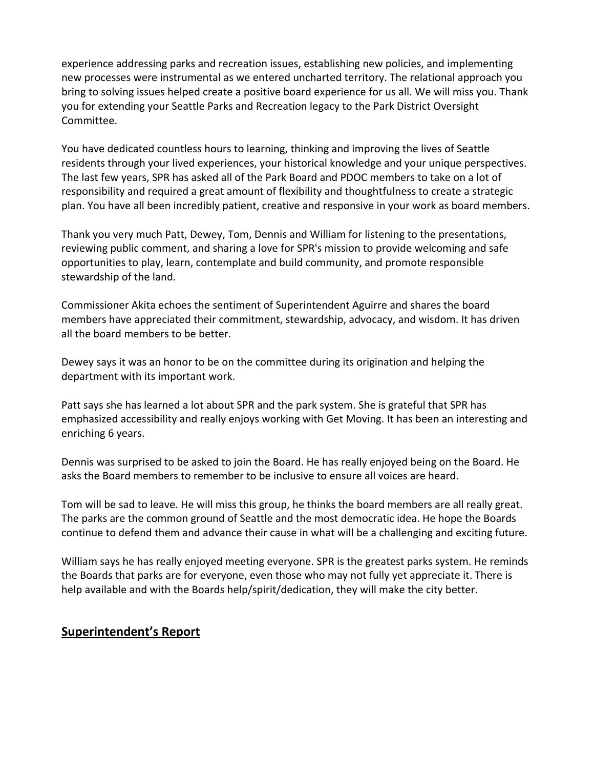experience addressing parks and recreation issues, establishing new policies, and implementing new processes were instrumental as we entered uncharted territory. The relational approach you bring to solving issues helped create a positive board experience for us all. We will miss you. Thank you for extending your Seattle Parks and Recreation legacy to the Park District Oversight Committee.

You have dedicated countless hours to learning, thinking and improving the lives of Seattle residents through your lived experiences, your historical knowledge and your unique perspectives. The last few years, SPR has asked all of the Park Board and PDOC members to take on a lot of responsibility and required a great amount of flexibility and thoughtfulness to create a strategic plan. You have all been incredibly patient, creative and responsive in your work as board members.

Thank you very much Patt, Dewey, Tom, Dennis and William for listening to the presentations, reviewing public comment, and sharing a love for SPR's mission to provide welcoming and safe opportunities to play, learn, contemplate and build community, and promote responsible stewardship of the land.

Commissioner Akita echoes the sentiment of Superintendent Aguirre and shares the board members have appreciated their commitment, stewardship, advocacy, and wisdom. It has driven all the board members to be better.

Dewey says it was an honor to be on the committee during its origination and helping the department with its important work.

Patt says she has learned a lot about SPR and the park system. She is grateful that SPR has emphasized accessibility and really enjoys working with Get Moving. It has been an interesting and enriching 6 years.

Dennis was surprised to be asked to join the Board. He has really enjoyed being on the Board. He asks the Board members to remember to be inclusive to ensure all voices are heard.

Tom will be sad to leave. He will miss this group, he thinks the board members are all really great. The parks are the common ground of Seattle and the most democratic idea. He hope the Boards continue to defend them and advance their cause in what will be a challenging and exciting future.

William says he has really enjoyed meeting everyone. SPR is the greatest parks system. He reminds the Boards that parks are for everyone, even those who may not fully yet appreciate it. There is help available and with the Boards help/spirit/dedication, they will make the city better.

## Superintendent's Report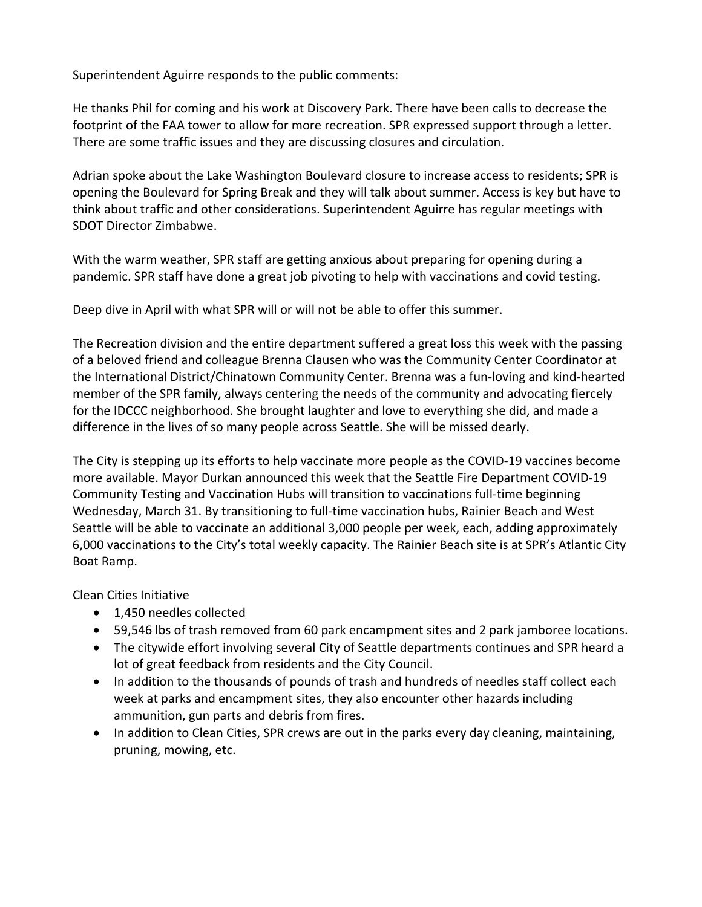Superintendent Aguirre responds to the public comments:

He thanks Phil for coming and his work at Discovery Park. There have been calls to decrease the footprint of the FAA tower to allow for more recreation. SPR expressed support through a letter. There are some traffic issues and they are discussing closures and circulation.

Adrian spoke about the Lake Washington Boulevard closure to increase access to residents; SPR is opening the Boulevard for Spring Break and they will talk about summer. Access is key but have to think about traffic and other considerations. Superintendent Aguirre has regular meetings with SDOT Director Zimbabwe.

With the warm weather, SPR staff are getting anxious about preparing for opening during a pandemic. SPR staff have done a great job pivoting to help with vaccinations and covid testing.

Deep dive in April with what SPR will or will not be able to offer this summer.

The Recreation division and the entire department suffered a great loss this week with the passing of a beloved friend and colleague Brenna Clausen who was the Community Center Coordinator at the International District/Chinatown Community Center. Brenna was a fun-loving and kind-hearted member of the SPR family, always centering the needs of the community and advocating fiercely for the IDCCC neighborhood. She brought laughter and love to everything she did, and made a difference in the lives of so many people across Seattle. She will be missed dearly.

The City is stepping up its efforts to help vaccinate more people as the COVID-19 vaccines become more available. Mayor Durkan announced this week that the Seattle Fire Department COVID-19 Community Testing and Vaccination Hubs will transition to vaccinations full-time beginning Wednesday, March 31. By transitioning to full-time vaccination hubs, Rainier Beach and West Seattle will be able to vaccinate an additional 3,000 people per week, each, adding approximately 6,000 vaccinations to the City's total weekly capacity. The Rainier Beach site is at SPR's Atlantic City Boat Ramp.

Clean Cities Initiative

- 1,450 needles collected
- 59,546 lbs of trash removed from 60 park encampment sites and 2 park jamboree locations.
- The citywide effort involving several City of Seattle departments continues and SPR heard a lot of great feedback from residents and the City Council.
- In addition to the thousands of pounds of trash and hundreds of needles staff collect each week at parks and encampment sites, they also encounter other hazards including ammunition, gun parts and debris from fires.
- In addition to Clean Cities, SPR crews are out in the parks every day cleaning, maintaining, pruning, mowing, etc.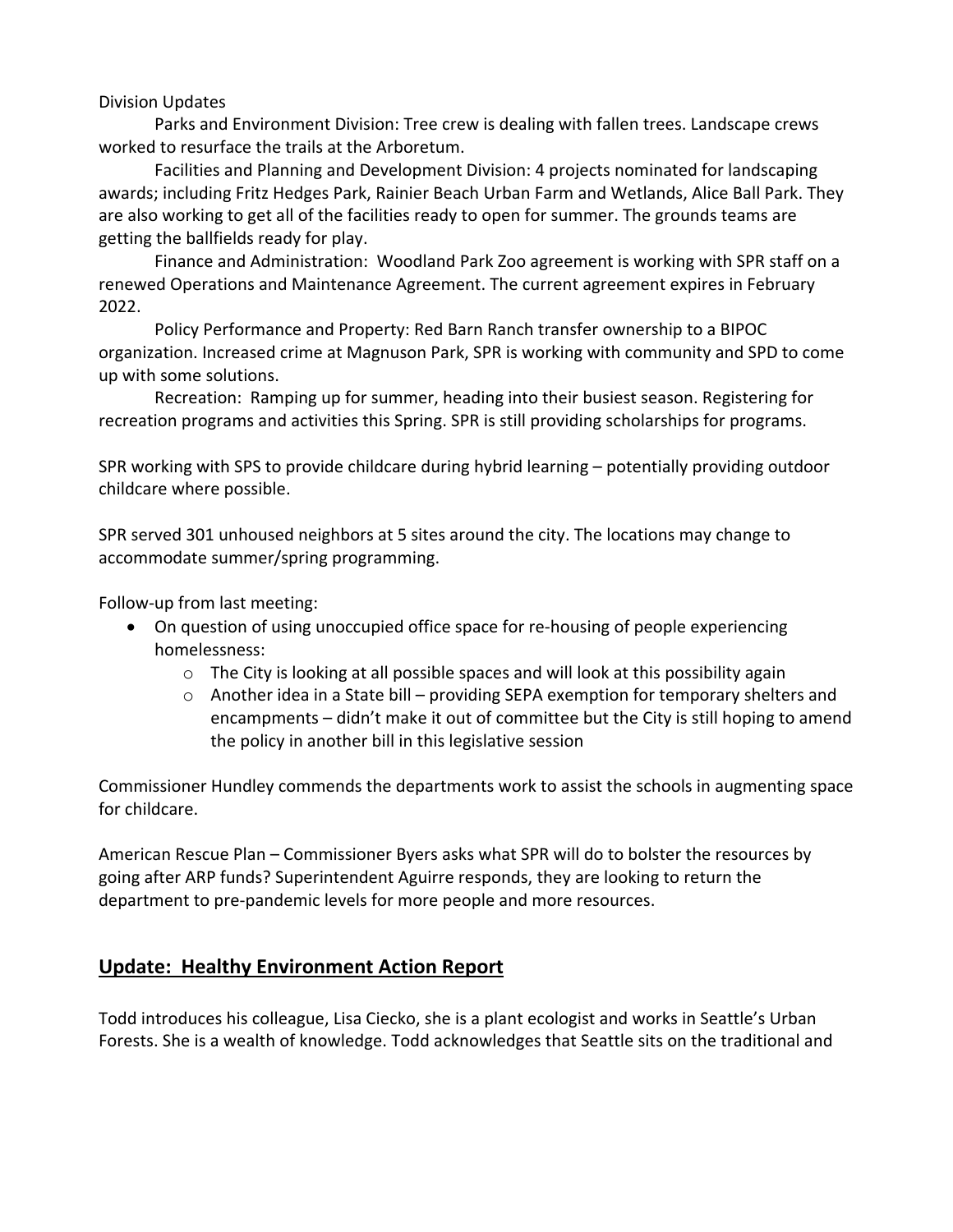Division Updates

Parks and Environment Division: Tree crew is dealing with fallen trees. Landscape crews worked to resurface the trails at the Arboretum.

Facilities and Planning and Development Division: 4 projects nominated for landscaping awards; including Fritz Hedges Park, Rainier Beach Urban Farm and Wetlands, Alice Ball Park. They are also working to get all of the facilities ready to open for summer. The grounds teams are getting the ballfields ready for play.

Finance and Administration: Woodland Park Zoo agreement is working with SPR staff on a renewed Operations and Maintenance Agreement. The current agreement expires in February 2022.

Policy Performance and Property: Red Barn Ranch transfer ownership to a BIPOC organization. Increased crime at Magnuson Park, SPR is working with community and SPD to come up with some solutions.

Recreation: Ramping up for summer, heading into their busiest season. Registering for recreation programs and activities this Spring. SPR is still providing scholarships for programs.

SPR working with SPS to provide childcare during hybrid learning – potentially providing outdoor childcare where possible.

SPR served 301 unhoused neighbors at 5 sites around the city. The locations may change to accommodate summer/spring programming.

Follow-up from last meeting:

- On question of using unoccupied office space for re-housing of people experiencing homelessness:
  - The City is looking at all possible spaces and will look at this possibility again
  - Another idea in a State bill – providing SEPA exemption for temporary shelters and encampments – didn't make it out of committee but the City is still hoping to amend the policy in another bill in this legislative session

Commissioner Hundley commends the departments work to assist the schools in augmenting space for childcare.

American Rescue Plan – Commissioner Byers asks what SPR will do to bolster the resources by going after ARP funds? Superintendent Aguirre responds, they are looking to return the department to pre-pandemic levels for more people and more resources.

## Update: Healthy Environment Action Report

Todd introduces his colleague, Lisa Ciecko, she is a plant ecologist and works in Seattle's Urban Forests. She is a wealth of knowledge. Todd acknowledges that Seattle sits on the traditional and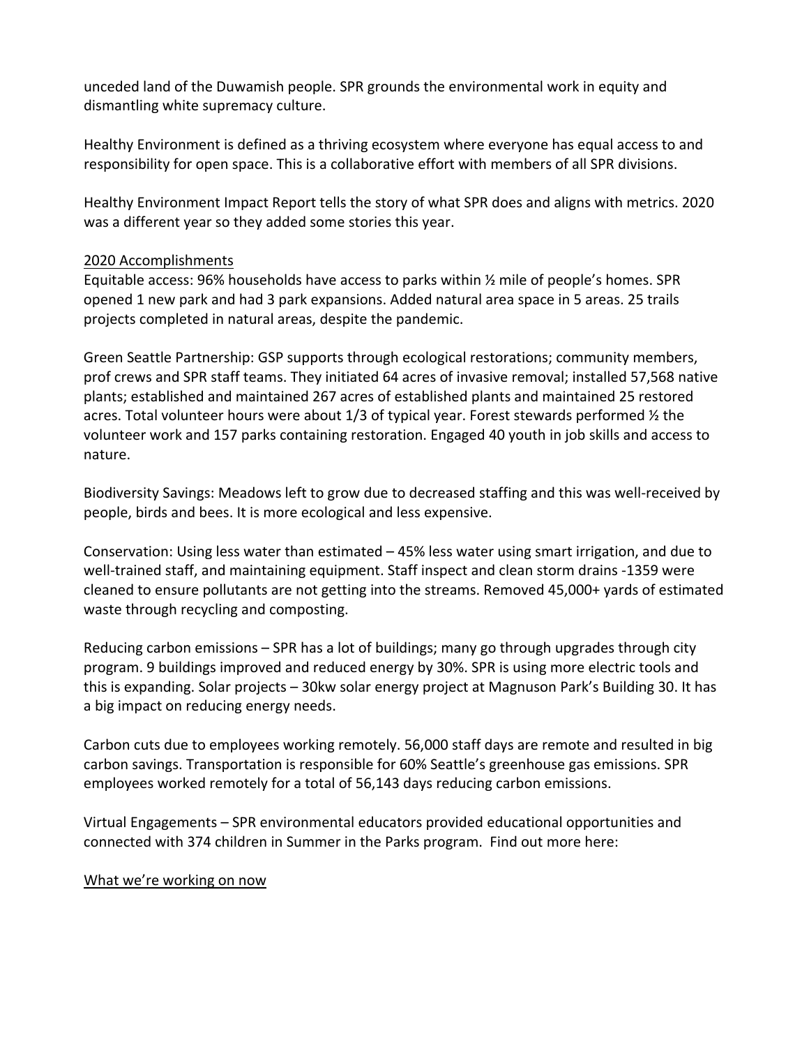unceded land of the Duwamish people. SPR grounds the environmental work in equity and dismantling white supremacy culture.

Healthy Environment is defined as a thriving ecosystem where everyone has equal access to and responsibility for open space. This is a collaborative effort with members of all SPR divisions.

Healthy Environment Impact Report tells the story of what SPR does and aligns with metrics. 2020 was a different year so they added some stories this year.

<u>2020 Accomplishments</u>

Equitable access: 96% households have access to parks within ½ mile of people's homes. SPR opened 1 new park and had 3 park expansions. Added natural area space in 5 areas. 25 trails projects completed in natural areas, despite the pandemic.

Green Seattle Partnership: GSP supports through ecological restorations; community members, prof crews and SPR staff teams. They initiated 64 acres of invasive removal; installed 57,568 native plants; established and maintained 267 acres of established plants and maintained 25 restored acres. Total volunteer hours were about 1/3 of typical year. Forest stewards performed ½ the volunteer work and 157 parks containing restoration. Engaged 40 youth in job skills and access to nature.

Biodiversity Savings: Meadows left to grow due to decreased staffing and this was well-received by people, birds and bees. It is more ecological and less expensive.

Conservation: Using less water than estimated – 45% less water using smart irrigation, and due to well-trained staff, and maintaining equipment. Staff inspect and clean storm drains -1359 were cleaned to ensure pollutants are not getting into the streams. Removed 45,000+ yards of estimated waste through recycling and composting.

Reducing carbon emissions – SPR has a lot of buildings; many go through upgrades through city program. 9 buildings improved and reduced energy by 30%. SPR is using more electric tools and this is expanding. Solar projects – 30kw solar energy project at Magnuson Park's Building 30. It has a big impact on reducing energy needs.

Carbon cuts due to employees working remotely. 56,000 staff days are remote and resulted in big carbon savings. Transportation is responsible for 60% Seattle's greenhouse gas emissions. SPR employees worked remotely for a total of 56,143 days reducing carbon emissions.

Virtual Engagements – SPR environmental educators provided educational opportunities and connected with 374 children in Summer in the Parks program. Find out more here:

<u>What we're working on now</u>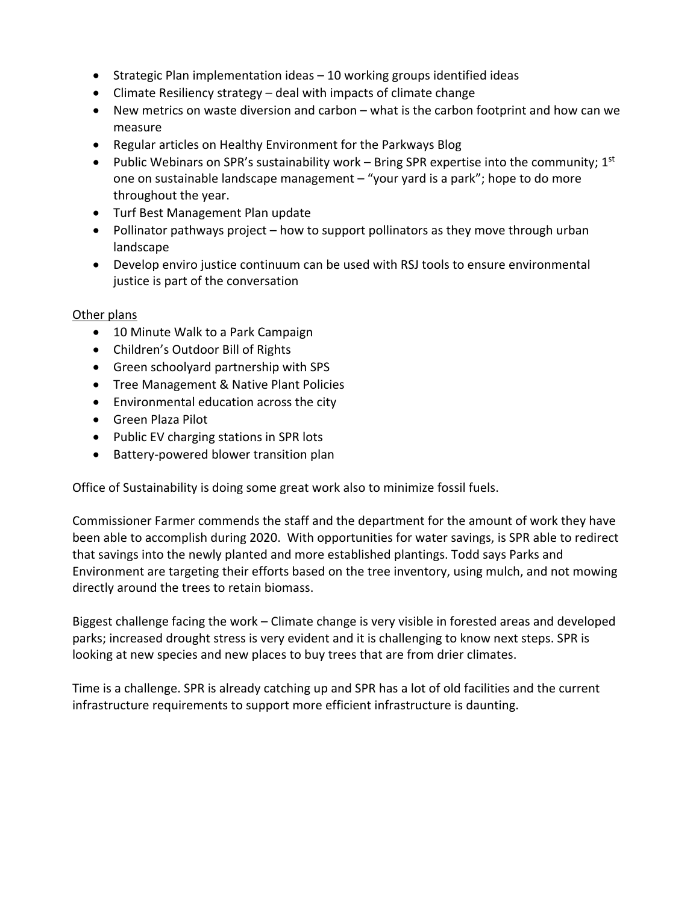- Strategic Plan implementation ideas – 10 working groups identified ideas
- Climate Resiliency strategy – deal with impacts of climate change
- New metrics on waste diversion and carbon – what is the carbon footprint and how can we measure
- Regular articles on Healthy Environment for the Parkways Blog
- Public Webinars on SPR's sustainability work – Bring SPR expertise into the community; 1st one on sustainable landscape management – "your yard is a park"; hope to do more throughout the year.
- Turf Best Management Plan update
- Pollinator pathways project – how to support pollinators as they move through urban landscape
- Develop enviro justice continuum can be used with RSJ tools to ensure environmental justice is part of the conversation

<u>Other plans</u>

- 10 Minute Walk to a Park Campaign
- Children's Outdoor Bill of Rights
- Green schoolyard partnership with SPS
- Tree Management & Native Plant Policies
- Environmental education across the city
- Green Plaza Pilot
- Public EV charging stations in SPR lots
- Battery-powered blower transition plan

Office of Sustainability is doing some great work also to minimize fossil fuels.

Commissioner Farmer commends the staff and the department for the amount of work they have been able to accomplish during 2020. With opportunities for water savings, is SPR able to redirect that savings into the newly planted and more established plantings. Todd says Parks and Environment are targeting their efforts based on the tree inventory, using mulch, and not mowing directly around the trees to retain biomass.

Biggest challenge facing the work – Climate change is very visible in forested areas and developed parks; increased drought stress is very evident and it is challenging to know next steps. SPR is looking at new species and new places to buy trees that are from drier climates.

Time is a challenge. SPR is already catching up and SPR has a lot of old facilities and the current infrastructure requirements to support more efficient infrastructure is daunting.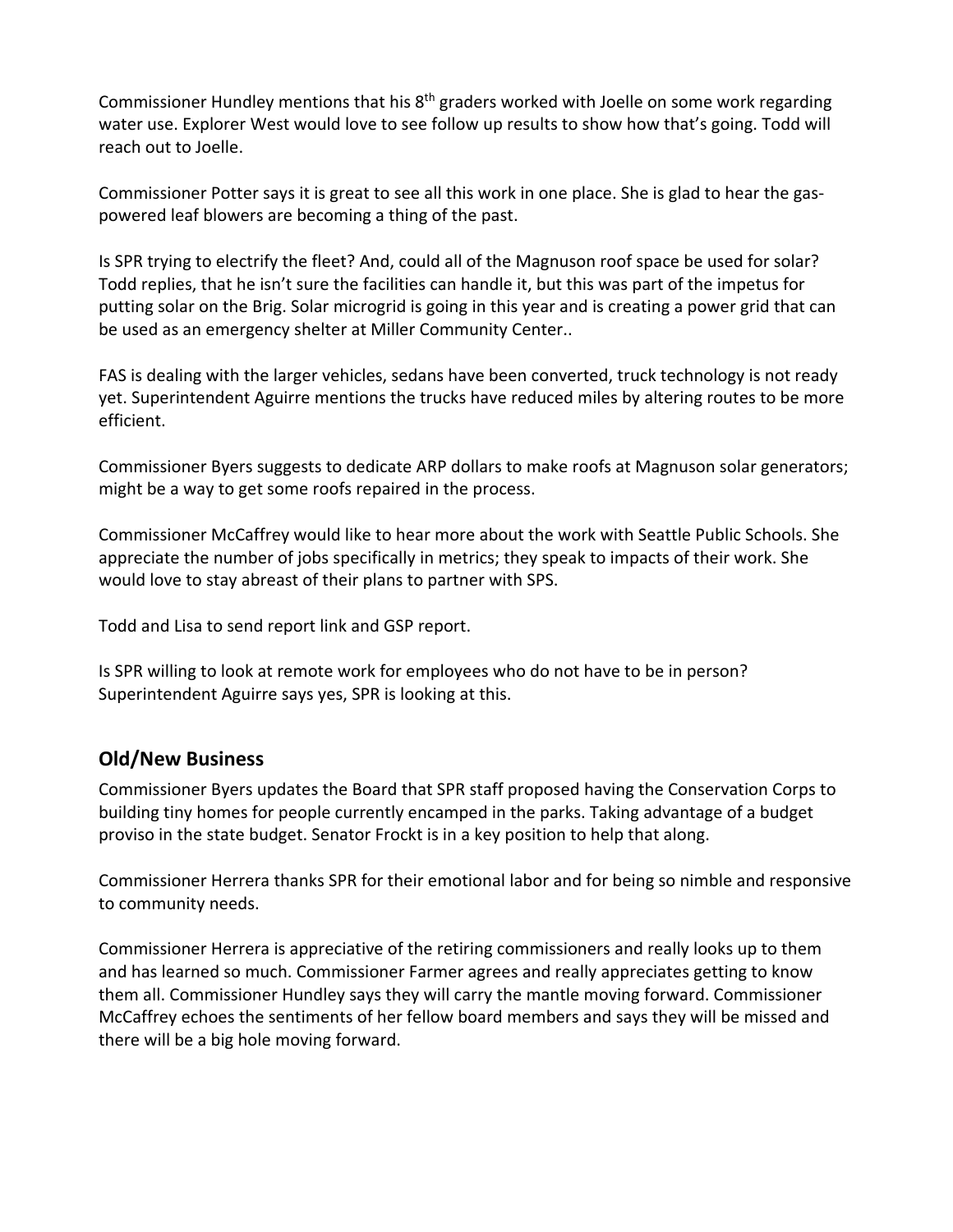Commissioner Hundley mentions that his 8th graders worked with Joelle on some work regarding water use. Explorer West would love to see follow up results to show how that's going. Todd will reach out to Joelle.

Commissioner Potter says it is great to see all this work in one place. She is glad to hear the gas-powered leaf blowers are becoming a thing of the past.

Is SPR trying to electrify the fleet? And, could all of the Magnuson roof space be used for solar? Todd replies, that he isn't sure the facilities can handle it, but this was part of the impetus for putting solar on the Brig. Solar microgrid is going in this year and is creating a power grid that can be used as an emergency shelter at Miller Community Center..

FAS is dealing with the larger vehicles, sedans have been converted, truck technology is not ready yet. Superintendent Aguirre mentions the trucks have reduced miles by altering routes to be more efficient.

Commissioner Byers suggests to dedicate ARP dollars to make roofs at Magnuson solar generators; might be a way to get some roofs repaired in the process.

Commissioner McCaffrey would like to hear more about the work with Seattle Public Schools. She appreciate the number of jobs specifically in metrics; they speak to impacts of their work. She would love to stay abreast of their plans to partner with SPS.

Todd and Lisa to send report link and GSP report.

Is SPR willing to look at remote work for employees who do not have to be in person? Superintendent Aguirre says yes, SPR is looking at this.

## Old/New Business

Commissioner Byers updates the Board that SPR staff proposed having the Conservation Corps to building tiny homes for people currently encamped in the parks. Taking advantage of a budget proviso in the state budget. Senator Frockt is in a key position to help that along.

Commissioner Herrera thanks SPR for their emotional labor and for being so nimble and responsive to community needs.

Commissioner Herrera is appreciative of the retiring commissioners and really looks up to them and has learned so much. Commissioner Farmer agrees and really appreciates getting to know them all. Commissioner Hundley says they will carry the mantle moving forward. Commissioner McCaffrey echoes the sentiments of her fellow board members and says they will be missed and there will be a big hole moving forward.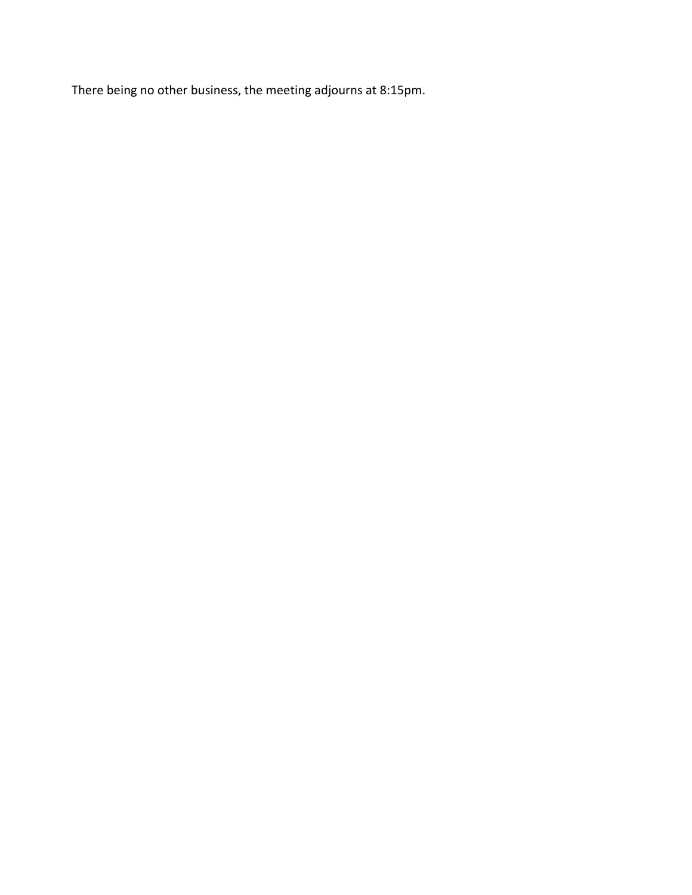There being no other business, the meeting adjourns at 8:15pm.